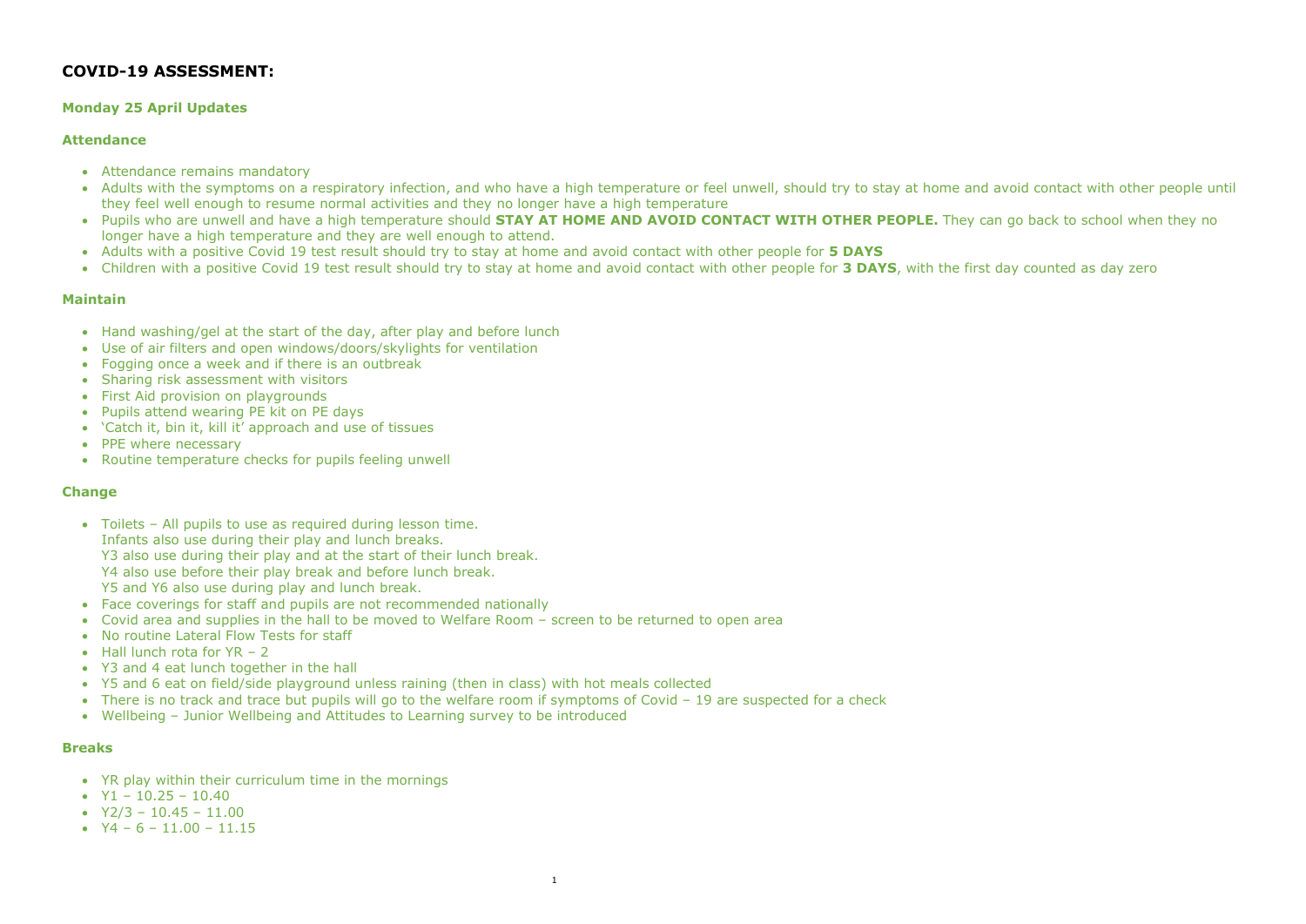# COVID-19 ASSESSMENT:

### Monday 25 April Updates

### Attendance

- Attendance remains mandatory
- Adults with the symptoms on a respiratory infection, and who have a high temperature or feel unwell, should try to stay at home and avoid contact with other people until they feel well enough to resume normal activities and they no longer have a high temperature
- Pupils who are unwell and have a high temperature should **STAY AT HOME AND AVOID CONTACT WITH OTHER PEOPLE.** They can go back to school when they no longer have a high temperature and they are well enough to attend.
- Adults with a positive Covid 19 test result should try to stay at home and avoid contact with other people for **5 DAYS**
- Children with a positive Covid 19 test result should try to stay at home and avoid contact with other people for **3 DAYS**, with the first day counted as day zero

### Maintain

- Hand washing/gel at the start of the day, after play and before lunch
- Use of air filters and open windows/doors/skylights for ventilation
- Fogging once a week and if there is an outbreak
- Sharing risk assessment with visitors
- First Aid provision on playgrounds
- Pupils attend wearing PE kit on PE days
- 'Catch it, bin it, kill it' approach and use of tissues
- PPE where necessary
- Routine temperature checks for pupils feeling unwell

### Change

- Toilets – All pupils to use as required during lesson time.
  Infants also use during their play and lunch breaks.
  Y3 also use during their play and at the start of their lunch break.
  Y4 also use before their play break and before lunch break.
  Y5 and Y6 also use during play and lunch break.
- Face coverings for staff and pupils are not recommended nationally
- Covid area and supplies in the hall to be moved to Welfare Room – screen to be returned to open area
- No routine Lateral Flow Tests for staff
- Hall lunch rota for YR – 2
- Y3 and 4 eat lunch together in the hall
- Y5 and 6 eat on field/side playground unless raining (then in class) with hot meals collected
- There is no track and trace but pupils will go to the welfare room if symptoms of Covid – 19 are suspected for a check
- Wellbeing – Junior Wellbeing and Attitudes to Learning survey to be introduced

### Breaks

- YR play within their curriculum time in the mornings
- Y1 – 10.25 – 10.40
- Y2/3 – 10.45 – 11.00
- Y4 – 6 – 11.00 – 11.15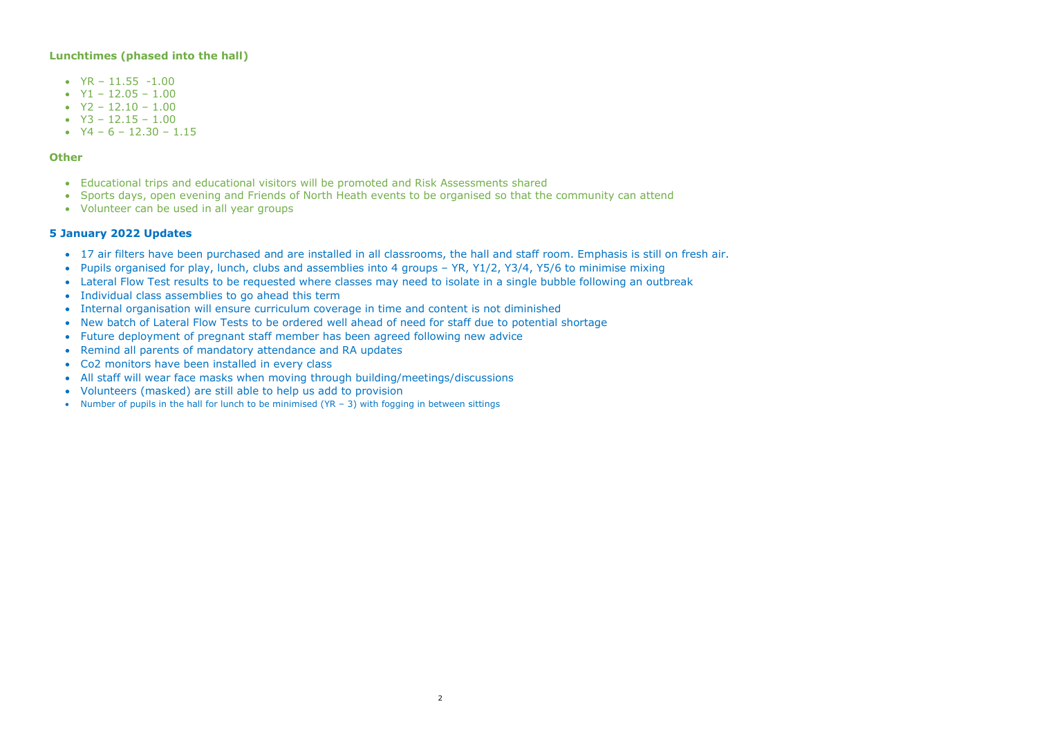### Lunchtimes (phased into the hall)

- YR – 11.55 -1.00
- Y1 – 12.05 – 1.00
- Y2 – 12.10 – 1.00
- Y3 – 12.15 – 1.00
- Y4 – 6 – 12.30 – 1.15

### Other

- Educational trips and educational visitors will be promoted and Risk Assessments shared
- Sports days, open evening and Friends of North Heath events to be organised so that the community can attend
- Volunteer can be used in all year groups

### 5 January 2022 Updates

- 17 air filters have been purchased and are installed in all classrooms, the hall and staff room. Emphasis is still on fresh air.
- Pupils organised for play, lunch, clubs and assemblies into 4 groups – YR, Y1/2, Y3/4, Y5/6 to minimise mixing
- Lateral Flow Test results to be requested where classes may need to isolate in a single bubble following an outbreak
- Individual class assemblies to go ahead this term
- Internal organisation will ensure curriculum coverage in time and content is not diminished
- New batch of Lateral Flow Tests to be ordered well ahead of need for staff due to potential shortage
- Future deployment of pregnant staff member has been agreed following new advice
- Remind all parents of mandatory attendance and RA updates
- Co2 monitors have been installed in every class
- All staff will wear face masks when moving through building/meetings/discussions
- Volunteers (masked) are still able to help us add to provision
- Number of pupils in the hall for lunch to be minimised (YR – 3) with fogging in between sittings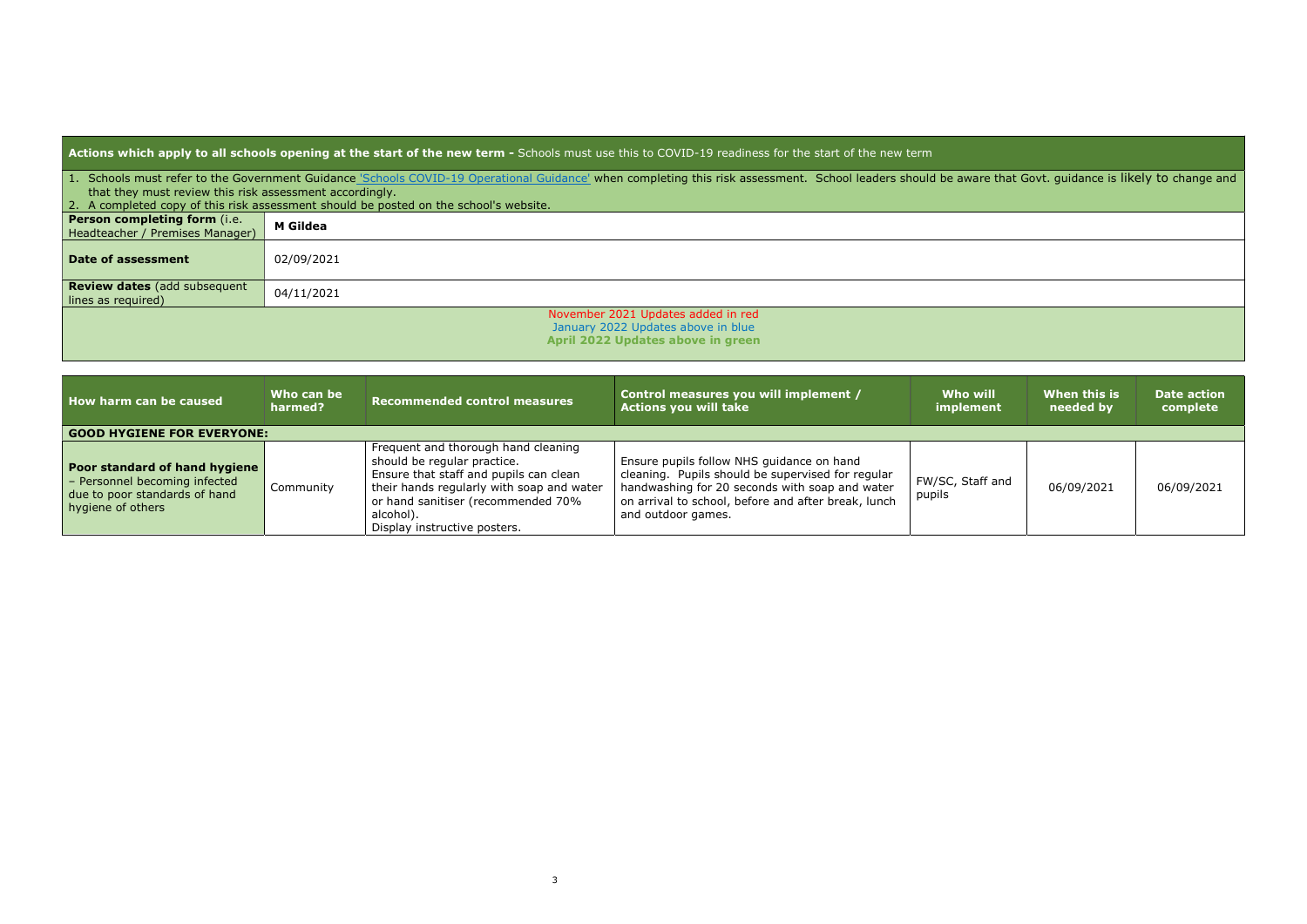**Actions which apply to all schools opening at the start of the new term -** Schools must use this to COVID-19 readiness for the start of the new term

1. Schools must refer to the Government Guidance ['Schools COVID-19 Operational Guidance'] when completing this risk assessment. School leaders should be aware that Govt. guidance is likely to change and that they must review this risk assessment accordingly.
2. A completed copy of this risk assessment should be posted on the school's website.

| | |
|---|---|
| **Person completing form** (i.e. Headteacher / Premises Manager) | **M Gildea** |
| **Date of assessment** | 02/09/2021 |
| **Review dates** (add subsequent lines as required) | 04/11/2021 |

November 2021 Updates added in red
January 2022 Updates above in blue
**April 2022 Updates above in green**

| How harm can be caused | Who can be harmed? | Recommended control measures | Control measures you will implement / Actions you will take | Who will implement | When this is needed by | Date action complete |
|---|---|---|---|---|---|---|
| **GOOD HYGIENE FOR EVERYONE:** | | | | | | |
| **Poor standard of hand hygiene** – Personnel becoming infected due to poor standards of hand hygiene of others | Community | Frequent and thorough hand cleaning should be regular practice. Ensure that staff and pupils can clean their hands regularly with soap and water or hand sanitiser (recommended 70% alcohol). Display instructive posters. | Ensure pupils follow NHS guidance on hand cleaning. Pupils should be supervised for regular handwashing for 20 seconds with soap and water on arrival to school, before and after break, lunch and outdoor games. | FW/SC, Staff and pupils | 06/09/2021 | 06/09/2021 |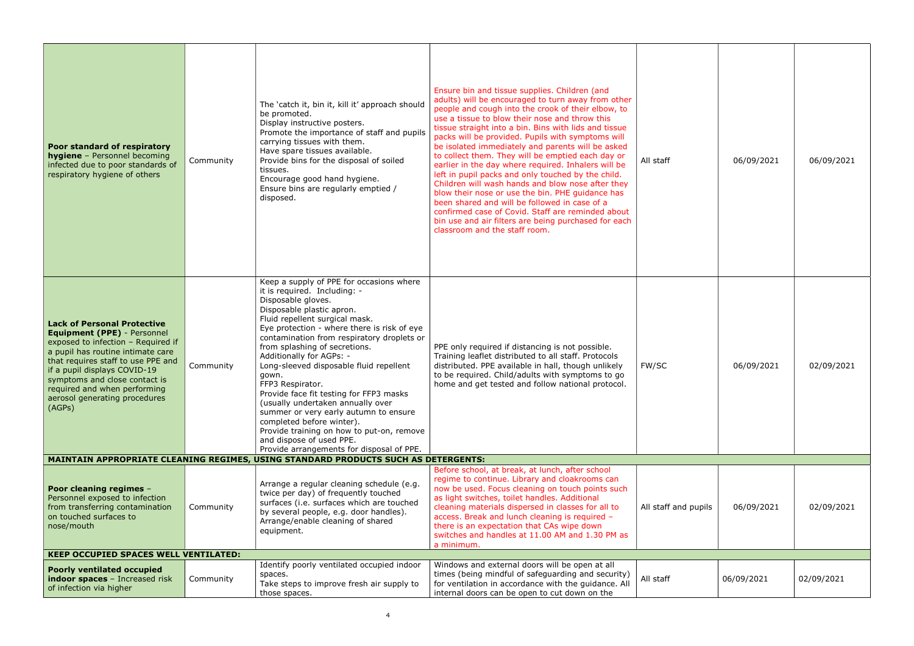| | | | | | | |
|---|---|---|---|---|---|---|
| **Poor standard of respiratory hygiene** – Personnel becoming infected due to poor standards of respiratory hygiene of others | Community | The 'catch it, bin it, kill it' approach should be promoted.<br>Display instructive posters.<br>Promote the importance of staff and pupils carrying tissues with them.<br>Have spare tissues available.<br>Provide bins for the disposal of soiled tissues.<br>Encourage good hand hygiene.<br>Ensure bins are regularly emptied / disposed. | Ensure bin and tissue supplies. Children (and adults) will be encouraged to turn away from other people and cough into the crook of their elbow, to use a tissue to blow their nose and throw this tissue straight into a bin. Bins with lids and tissue packs will be provided. Pupils with symptoms will be isolated immediately and parents will be asked to collect them. They will be emptied each day or earlier in the day where required. Inhalers will be left in pupil packs and only touched by the child. Children will wash hands and blow nose after they blow their nose or use the bin. PHE guidance has been shared and will be followed in case of a confirmed case of Covid. Staff are reminded about bin use and air filters are being purchased for each classroom and the staff room. | All staff | 06/09/2021 | 06/09/2021 |
| **Lack of Personal Protective Equipment (PPE)** - Personnel exposed to infection – Required if a pupil has routine intimate care that requires staff to use PPE and if a pupil displays COVID-19 symptoms and close contact is required and when performing aerosol generating procedures (AGPs) | Community | Keep a supply of PPE for occasions where it is required. Including: -<br>Disposable gloves.<br>Disposable plastic apron.<br>Fluid repellent surgical mask.<br>Eye protection - where there is risk of eye contamination from respiratory droplets or from splashing of secretions.<br>Additionally for AGPs: -<br>Long-sleeved disposable fluid repellent gown.<br>FFP3 Respirator.<br>Provide face fit testing for FFP3 masks (usually undertaken annually over summer or very early autumn to ensure completed before winter).<br>Provide training on how to put-on, remove and dispose of used PPE.<br>Provide arrangements for disposal of PPE. | PPE only required if distancing is not possible. Training leaflet distributed to all staff. Protocols distributed. PPE available in hall, though unlikely to be required. Child/adults with symptoms to go home and get tested and follow national protocol. | FW/SC | 06/09/2021 | 02/09/2021 |
| **MAINTAIN APPROPRIATE CLEANING REGIMES, USING STANDARD PRODUCTS SUCH AS DETERGENTS:** | | | | | | |
| **Poor cleaning regimes** – Personnel exposed to infection from transferring contamination on touched surfaces to nose/mouth | Community | Arrange a regular cleaning schedule (e.g. twice per day) of frequently touched surfaces (i.e. surfaces which are touched by several people, e.g. door handles).<br>Arrange/enable cleaning of shared equipment. | Before school, at break, at lunch, after school regime to continue. Library and cloakrooms can now be used. Focus cleaning on touch points such as light switches, toilet handles. Additional cleaning materials dispersed in classes for all to access. Break and lunch cleaning is required – there is an expectation that CAs wipe down switches and handles at 11.00 AM and 1.30 PM as a minimum. | All staff and pupils | 06/09/2021 | 02/09/2021 |
| **KEEP OCCUPIED SPACES WELL VENTILATED:** | | | | | | |
| **Poorly ventilated occupied indoor spaces** – Increased risk of infection via higher | Community | Identify poorly ventilated occupied indoor spaces.<br>Take steps to improve fresh air supply to those spaces. | Windows and external doors will be open at all times (being mindful of safeguarding and security) for ventilation in accordance with the guidance. All internal doors can be open to cut down on the | All staff | 06/09/2021 | 02/09/2021 |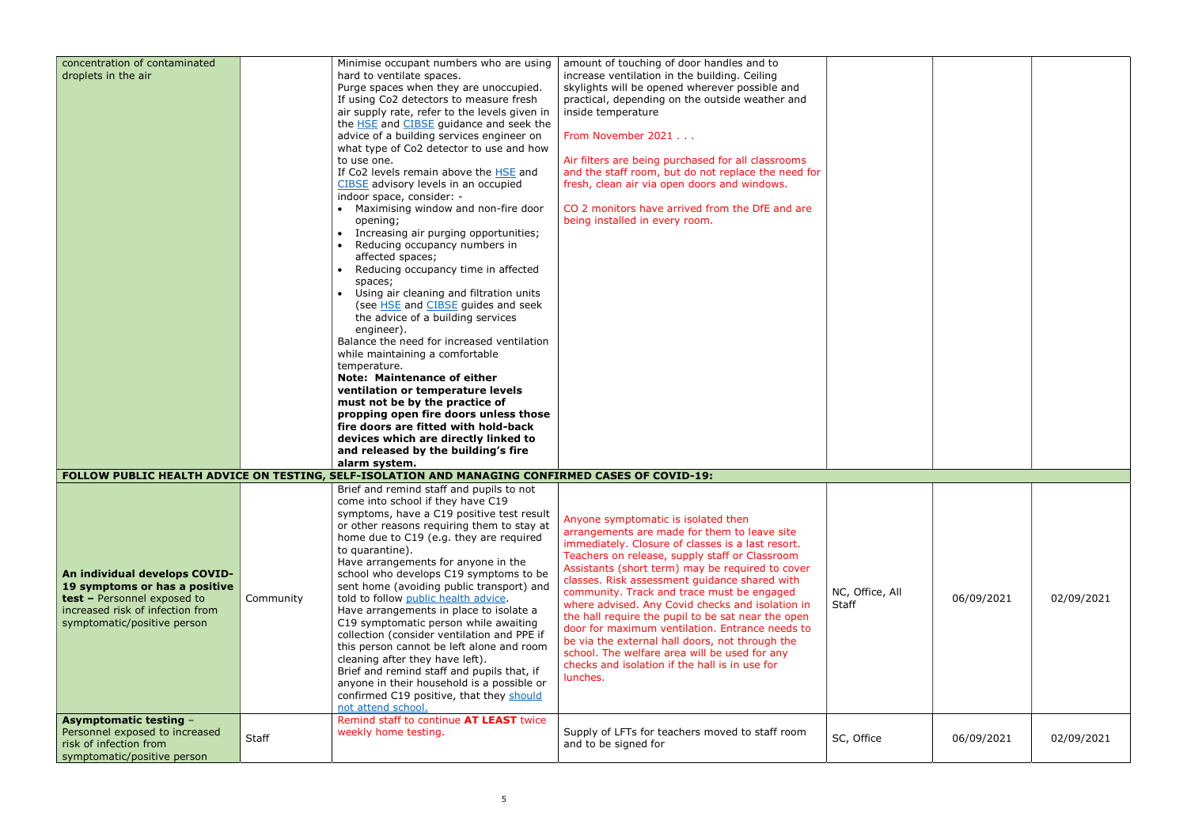| | | | | | | |
|---|---|---|---|---|---|---|
| concentration of contaminated droplets in the air | | Minimise occupant numbers who are using hard to ventilate spaces.<br>Purge spaces when they are unoccupied.<br>If using Co2 detectors to measure fresh air supply rate, refer to the levels given in the HSE and CIBSE guidance and seek the advice of a building services engineer on what type of Co2 detector to use and how to use one.<br>If Co2 levels remain above the HSE and CIBSE advisory levels in an occupied indoor space, consider: -<br>• Maximising window and non-fire door opening;<br>• Increasing air purging opportunities;<br>• Reducing occupancy numbers in affected spaces;<br>• Reducing occupancy time in affected spaces;<br>• Using air cleaning and filtration units (see HSE and CIBSE guides and seek the advice of a building services engineer).<br>Balance the need for increased ventilation while maintaining a comfortable temperature.<br>**Note: Maintenance of either ventilation or temperature levels must not be by the practice of propping open fire doors unless those fire doors are fitted with hold-back devices which are directly linked to and released by the building's fire alarm system.** | amount of touching of door handles and to increase ventilation in the building. Ceiling skylights will be opened wherever possible and practical, depending on the outside weather and inside temperature<br><br>From November 2021 . . .<br><br>Air filters are being purchased for all classrooms and the staff room, but do not replace the need for fresh, clean air via open doors and windows.<br><br>CO 2 monitors have arrived from the DfE and are being installed in every room. | | | |
| **FOLLOW PUBLIC HEALTH ADVICE ON TESTING, SELF-ISOLATION AND MANAGING CONFIRMED CASES OF COVID-19:** | | | | | | |
| **An individual develops COVID-19 symptoms or has a positive test –** Personnel exposed to increased risk of infection from symptomatic/positive person | Community | Brief and remind staff and pupils to not come into school if they have C19 symptoms, have a C19 positive test result or other reasons requiring them to stay at home due to C19 (e.g. they are required to quarantine).<br>Have arrangements for anyone in the school who develops C19 symptoms to be sent home (avoiding public transport) and told to follow public health advice.<br>Have arrangements in place to isolate a C19 symptomatic person while awaiting collection (consider ventilation and PPE if this person cannot be left alone and room cleaning after they have left).<br>Brief and remind staff and pupils that, if anyone in their household is a possible or confirmed C19 positive, that they should not attend school. | Anyone symptomatic is isolated then arrangements are made for them to leave site immediately. Closure of classes is a last resort. Teachers on release, supply staff or Classroom Assistants (short term) may be required to cover classes. Risk assessment guidance shared with community. Track and trace must be engaged where advised. Any Covid checks and isolation in the hall require the pupil to be sat near the open door for maximum ventilation. Entrance needs to be via the external hall doors, not through the school. The welfare area will be used for any checks and isolation if the hall is in use for lunches. | NC, Office, All Staff | 06/09/2021 | 02/09/2021 |
| **Asymptomatic testing** – Personnel exposed to increased risk of infection from symptomatic/positive person | Staff | Remind staff to continue **AT LEAST** twice weekly home testing. | Supply of LFTs for teachers moved to staff room and to be signed for | SC, Office | 06/09/2021 | 02/09/2021 |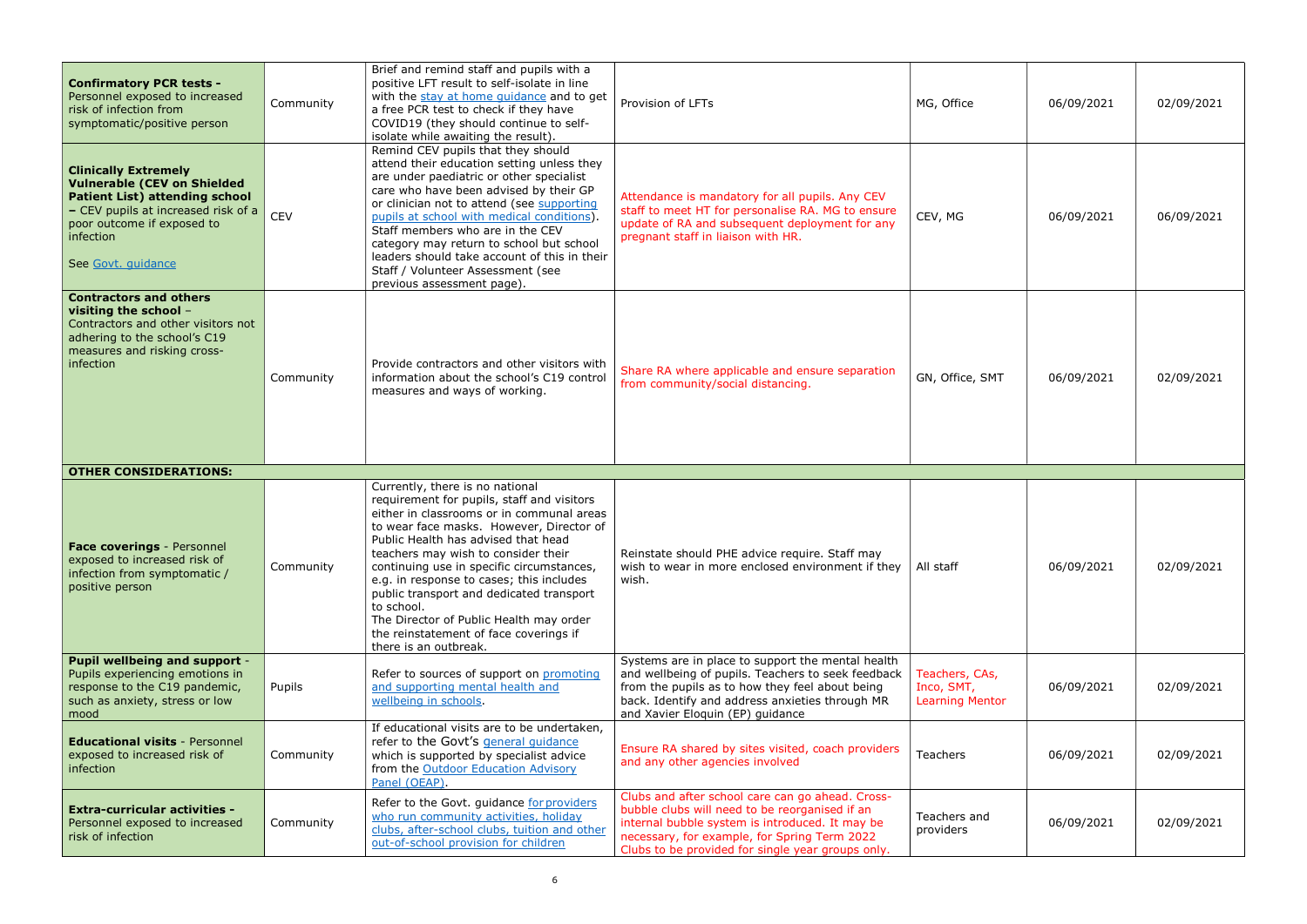| | | | | | | |
|---|---|---|---|---|---|---|
| **Confirmatory PCR tests -** Personnel exposed to increased risk of infection from symptomatic/positive person | Community | Brief and remind staff and pupils with a positive LFT result to self-isolate in line with the stay at home guidance and to get a free PCR test to check if they have COVID19 (they should continue to self-isolate while awaiting the result). | Provision of LFTs | MG, Office | 06/09/2021 | 02/09/2021 |
| **Clinically Extremely Vulnerable (CEV on Shielded Patient List) attending school –** CEV pupils at increased risk of a poor outcome if exposed to infection<br><br>See Govt. guidance | CEV | Remind CEV pupils that they should attend their education setting unless they are under paediatric or other specialist care who have been advised by their GP or clinician not to attend (see supporting pupils at school with medical conditions). Staff members who are in the CEV category may return to school but school leaders should take account of this in their Staff / Volunteer Assessment (see previous assessment page). | Attendance is mandatory for all pupils. Any CEV staff to meet HT for personalise RA. MG to ensure update of RA and subsequent deployment for any pregnant staff in liaison with HR. | CEV, MG | 06/09/2021 | 06/09/2021 |
| **Contractors and others visiting the school** – Contractors and other visitors not adhering to the school's C19 measures and risking cross-infection | Community | Provide contractors and other visitors with information about the school's C19 control measures and ways of working. | Share RA where applicable and ensure separation from community/social distancing. | GN, Office, SMT | 06/09/2021 | 02/09/2021 |
| **OTHER CONSIDERATIONS:** | | | | | | |
| **Face coverings** - Personnel exposed to increased risk of infection from symptomatic / positive person | Community | Currently, there is no national requirement for pupils, staff and visitors either in classrooms or in communal areas to wear face masks. However, Director of Public Health has advised that head teachers may wish to consider their continuing use in specific circumstances, e.g. in response to cases; this includes public transport and dedicated transport to school.<br>The Director of Public Health may order the reinstatement of face coverings if there is an outbreak. | Reinstate should PHE advice require. Staff may wish to wear in more enclosed environment if they wish. | All staff | 06/09/2021 | 02/09/2021 |
| **Pupil wellbeing and support** - Pupils experiencing emotions in response to the C19 pandemic, such as anxiety, stress or low mood | Pupils | Refer to sources of support on promoting and supporting mental health and wellbeing in schools. | Systems are in place to support the mental health and wellbeing of pupils. Teachers to seek feedback from the pupils as to how they feel about being back. Identify and address anxieties through MR and Xavier Eloquin (EP) guidance | Teachers, CAs, Inco, SMT, Learning Mentor | 06/09/2021 | 02/09/2021 |
| **Educational visits** - Personnel exposed to increased risk of infection | Community | If educational visits are to be undertaken, refer to the Govt's general guidance which is supported by specialist advice from the Outdoor Education Advisory Panel (OEAP). | Ensure RA shared by sites visited, coach providers and any other agencies involved | Teachers | 06/09/2021 | 02/09/2021 |
| **Extra-curricular activities -** Personnel exposed to increased risk of infection | Community | Refer to the Govt. guidance for providers who run community activities, holiday clubs, after-school clubs, tuition and other out-of-school provision for children | Clubs and after school care can go ahead. Cross-bubble clubs will need to be reorganised if an internal bubble system is introduced. It may be necessary, for example, for Spring Term 2022 Clubs to be provided for single year groups only. | Teachers and providers | 06/09/2021 | 02/09/2021 |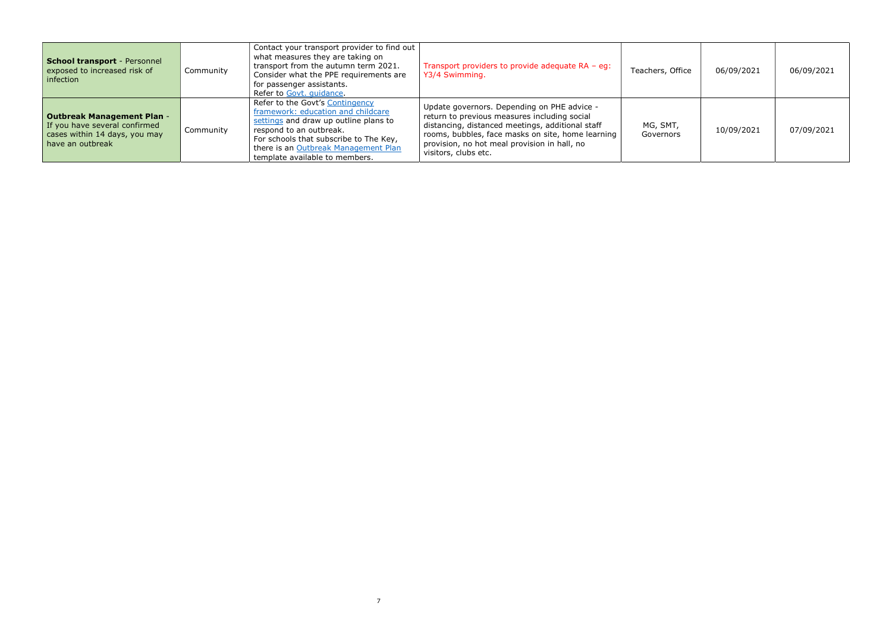| | | | | | | |
|---|---|---|---|---|---|---|
| **School transport** - Personnel exposed to increased risk of infection | Community | Contact your transport provider to find out what measures they are taking on transport from the autumn term 2021. Consider what the PPE requirements are for passenger assistants. Refer to [Govt. guidance](). | Transport providers to provide adequate RA – eg: Y3/4 Swimming. | Teachers, Office | 06/09/2021 | 06/09/2021 |
| **Outbreak Management Plan** - If you have several confirmed cases within 14 days, you may have an outbreak | Community | Refer to the Govt's [Contingency framework: education and childcare settings]() and draw up outline plans to respond to an outbreak. For schools that subscribe to The Key, there is an [Outbreak Management Plan]() template available to members. | Update governors. Depending on PHE advice - return to previous measures including social distancing, distanced meetings, additional staff rooms, bubbles, face masks on site, home learning provision, no hot meal provision in hall, no visitors, clubs etc. | MG, SMT, Governors | 10/09/2021 | 07/09/2021 |